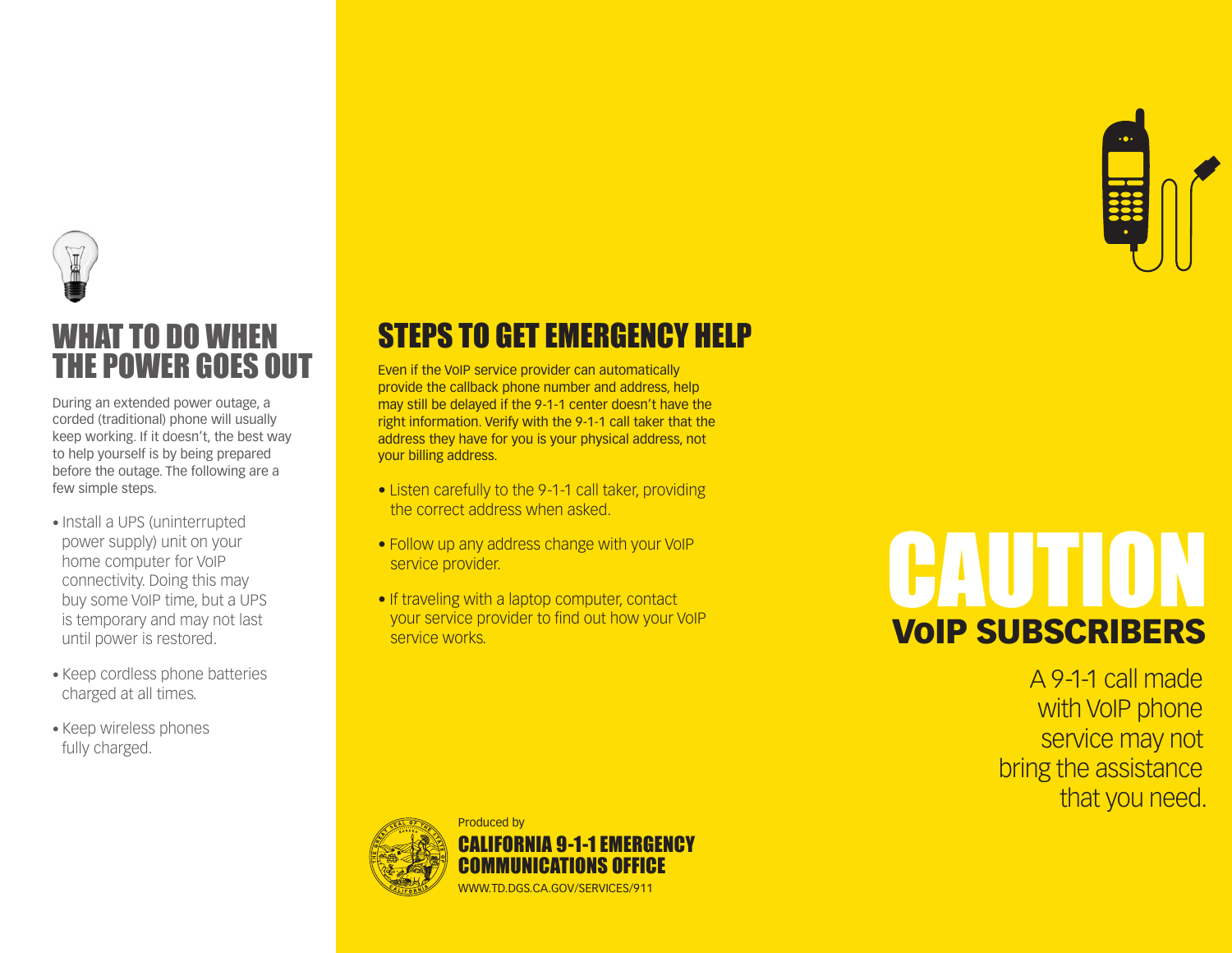## WHAT TO DO WHEN THE POWER GOES OUT

During an extended power outage, a corded (traditional) phone will usually keep working. If it doesn't, the best way to help yourself is by being prepared before the outage. The following are a few simple steps.

- Install a UPS (uninterrupted power supply) unit on your home computer for VoIP connectivity. Doing this may buy some VoIP time, but a UPS is temporary and may not last until power is restored.
- Keep cordless phone batteries charged at all times.
- Keep wireless phones fully charged.

## STEPS TO GET EMERGENCY HELP

Even if the VoIP service provider can automatically provide the callback phone number and address, help may still be delayed if the 9-1-1 center doesn't have the right information. Verify with the 9-1-1 call taker that the address they have for you is your physical address, not your billing address.

- Listen carefully to the 9-1-1 call taker, providing the correct address when asked.
- Follow up any address change with your VoIP service provider.
- If traveling with a laptop computer, contact your service provider to find out how your VoIP service works.

Produced by
**CALIFORNIA 9-1-1 EMERGENCY COMMUNICATIONS OFFICE**
WWW.TD.DGS.CA.GOV/SERVICES/911

# CAUTION
## VoIP SUBSCRIBERS

A 9-1-1 call made with VoIP phone service may not bring the assistance that you need.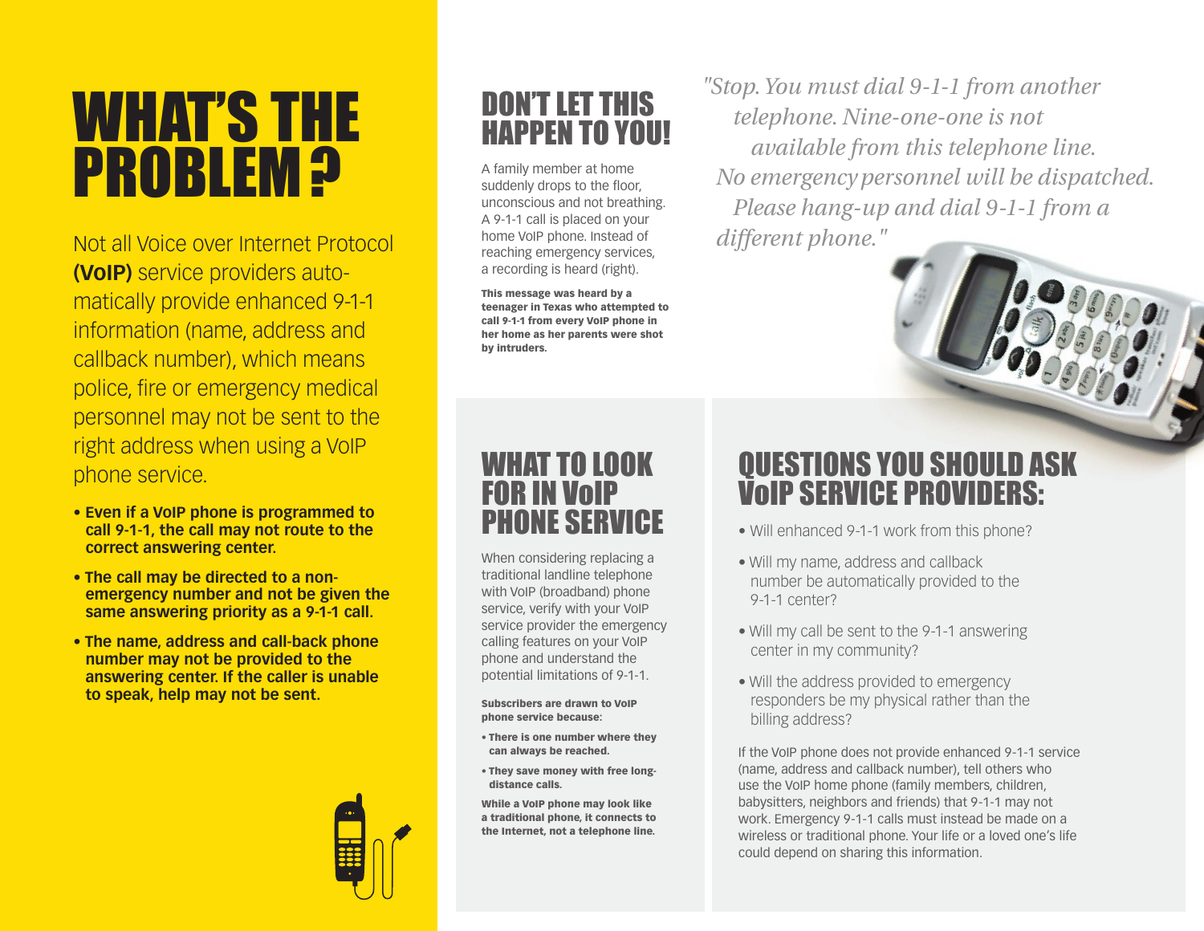# WHAT'S THE PROBLEM?

Not all Voice over Internet Protocol **(VoIP)** service providers automatically provide enhanced 9-1-1 information (name, address and callback number), which means police, fire or emergency medical personnel may not be sent to the right address when using a VoIP phone service.

- **Even if a VoIP phone is programmed to call 9-1-1, the call may not route to the correct answering center.**
- **The call may be directed to a non-emergency number and not be given the same answering priority as a 9-1-1 call.**
- **The name, address and call-back phone number may not be provided to the answering center. If the caller is unable to speak, help may not be sent.**

## DON'T LET THIS HAPPEN TO YOU!

A family member at home suddenly drops to the floor, unconscious and not breathing. A 9-1-1 call is placed on your home VoIP phone. Instead of reaching emergency services, a recording is heard (right).

**This message was heard by a teenager in Texas who attempted to call 9-1-1 from every VoIP phone in her home as her parents were shot by intruders.**

*"Stop. You must dial 9-1-1 from another telephone. Nine-one-one is not available from this telephone line. No emergency personnel will be dispatched. Please hang-up and dial 9-1-1 from a different phone."*

## WHAT TO LOOK FOR IN VoIP PHONE SERVICE

When considering replacing a traditional landline telephone with VoIP (broadband) phone service, verify with your VoIP service provider the emergency calling features on your VoIP phone and understand the potential limitations of 9-1-1.

**Subscribers are drawn to VoIP phone service because:**

- **There is one number where they can always be reached.**
- **They save money with free long-distance calls.**

**While a VoIP phone may look like a traditional phone, it connects to the Internet, not a telephone line.**

## QUESTIONS YOU SHOULD ASK VoIP SERVICE PROVIDERS:

- Will enhanced 9-1-1 work from this phone?
- Will my name, address and callback number be automatically provided to the 9-1-1 center?
- Will my call be sent to the 9-1-1 answering center in my community?
- Will the address provided to emergency responders be my physical rather than the billing address?

If the VoIP phone does not provide enhanced 9-1-1 service (name, address and callback number), tell others who use the VoIP home phone (family members, children, babysitters, neighbors and friends) that 9-1-1 may not work. Emergency 9-1-1 calls must instead be made on a wireless or traditional phone. Your life or a loved one's life could depend on sharing this information.